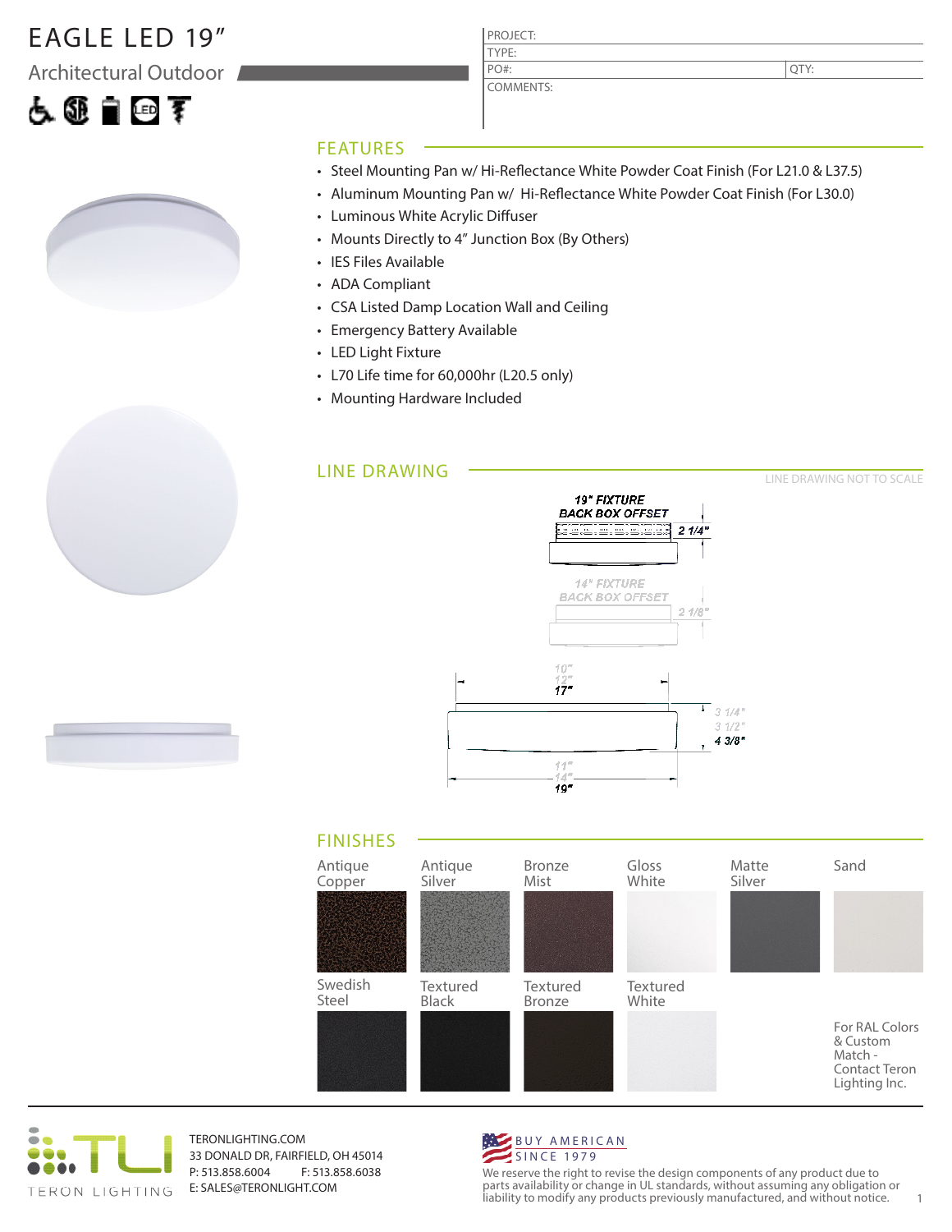# EAGLE LED 19"

## Architectural Outdoor

| PROJECT: | |
|---|---|
| TYPE: | |
| PO#: | QTY: |
| COMMENTS: | |

## FEATURES

- Steel Mounting Pan w/ Hi-Reflectance White Powder Coat Finish (For L21.0 & L37.5)
- Aluminum Mounting Pan w/ Hi-Reflectance White Powder Coat Finish (For L30.0)
- Luminous White Acrylic Diffuser
- Mounts Directly to 4" Junction Box (By Others)
- IES Files Available
- ADA Compliant
- CSA Listed Damp Location Wall and Ceiling
- Emergency Battery Available
- LED Light Fixture
- L70 Life time for 60,000hr (L20.5 only)
- Mounting Hardware Included

## LINE DRAWING

LINE DRAWING NOT TO SCALE

19" FIXTURE BACK BOX OFFSET 2 1/4"

14" FIXTURE BACK BOX OFFSET 2 1/8"

10" / 12" / 17"

3 1/4" / 3 1/2" / 4 3/8"

11" / 14" / 19"

## FINISHES

| Antique Copper | Antique Silver | Bronze Mist | Gloss White | Matte Silver | Sand |
|---|---|---|---|---|---|
| **Swedish Steel** | **Textured Black** | **Textured Bronze** | **Textured White** | | For RAL Colors & Custom Match - Contact Teron Lighting Inc. |

TERONLIGHTING.COM
33 DONALD DR, FAIRFIELD, OH 45014
P: 513.858.6004 F: 513.858.6038
E: SALES@TERONLIGHT.COM

BUY AMERICAN SINCE 1979

We reserve the right to revise the design components of any product due to parts availability or change in UL standards, without assuming any obligation or liability to modify any products previously manufactured, and without notice.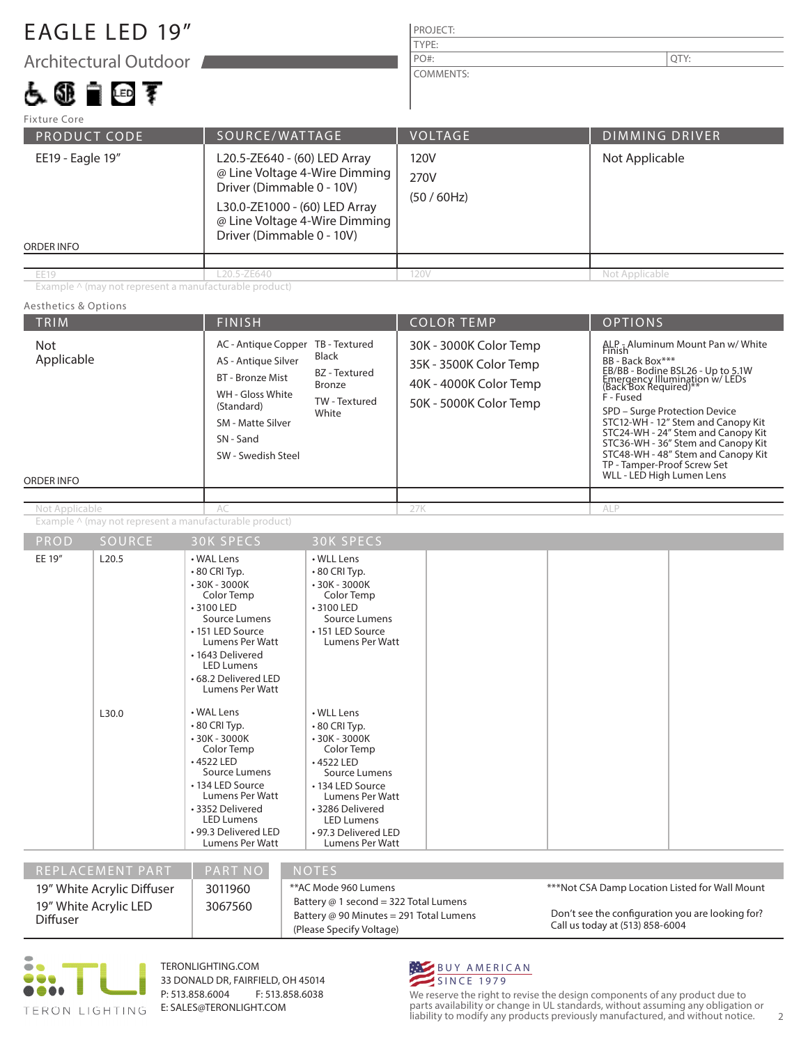# EAGLE LED 19"

## Architectural Outdoor

| PROJECT: | |
|---|---|
| TYPE: | |
| PO#: | QTY: |
| COMMENTS: | |

### Fixture Core

| PRODUCT CODE | SOURCE/WATTAGE | VOLTAGE | DIMMING DRIVER |
|---|---|---|---|
| EE19 - Eagle 19" | L20.5-ZE640 - (60) LED Array @ Line Voltage 4-Wire Dimming Driver (Dimmable 0 - 10V)<br>L30.0-ZE1000 - (60) LED Array @ Line Voltage 4-Wire Dimming Driver (Dimmable 0 - 10V) | 120V<br>270V<br>(50 / 60Hz) | Not Applicable |
| ORDER INFO | | | |
| EE19 | L20.5-ZE640 | 120V | Not Applicable |

Example ^ (may not represent a manufacturable product)

### Aesthetics & Options

| TRIM | FINISH | COLOR TEMP | OPTIONS |
|---|---|---|---|
| Not Applicable | AC - Antique Copper<br>AS - Antique Silver<br>BT - Bronze Mist<br>WH - Gloss White (Standard)<br>SM - Matte Silver<br>SN - Sand<br>SW - Swedish Steel<br>TB - Textured Black<br>BZ - Textured Bronze<br>TW - Textured White | 30K - 3000K Color Temp<br>35K - 3500K Color Temp<br>40K - 4000K Color Temp<br>50K - 5000K Color Temp | ALP - Aluminum Mount Pan w/ White Finish<br>BB - Back Box***<br>EB/BB - Bodine BSL26 - Up to 5.1W Emergency Illumination w/ LEDs (Back Box Required)**<br>F - Fused<br>SPD – Surge Protection Device<br>STC12-WH - 12" Stem and Canopy Kit<br>STC24-WH - 24" Stem and Canopy Kit<br>STC36-WH - 36" Stem and Canopy Kit<br>STC48-WH - 48" Stem and Canopy Kit<br>TP - Tamper-Proof Screw Set<br>WLL - LED High Lumen Lens |
| ORDER INFO | | | |
| Not Applicable | AC | 27K | ALP |

Example ^ (may not represent a manufacturable product)

| PROD | SOURCE | 30K SPECS | 30K SPECS | | | |
|---|---|---|---|---|---|---|
| EE 19" | L20.5 | • WAL Lens<br>• 80 CRI Typ.<br>• 30K - 3000K Color Temp<br>• 3100 LED Source Lumens<br>• 151 LED Source Lumens Per Watt<br>• 1643 Delivered LED Lumens<br>• 68.2 Delivered LED Lumens Per Watt | • WLL Lens<br>• 80 CRI Typ.<br>• 30K - 3000K Color Temp<br>• 3100 LED Source Lumens<br>• 151 LED Source Lumens Per Watt | | | |
| | L30.0 | • WAL Lens<br>• 80 CRI Typ.<br>• 30K - 3000K Color Temp<br>• 4522 LED Source Lumens<br>• 134 LED Source Lumens Per Watt<br>• 3352 Delivered LED Lumens<br>• 99.3 Delivered LED Lumens Per Watt | • WLL Lens<br>• 80 CRI Typ.<br>• 30K - 3000K Color Temp<br>• 4522 LED Source Lumens<br>• 134 LED Source Lumens Per Watt<br>• 3286 Delivered LED Lumens<br>• 97.3 Delivered LED Lumens Per Watt | | | |

| REPLACEMENT PART | PART NO |
|---|---|
| 19" White Acrylic Diffuser | 3011960 |
| 19" White Acrylic LED Diffuser | 3067560 |

**NOTES**

**AC Mode 960 Lumens
Battery @ 1 second = 322 Total Lumens
Battery @ 90 Minutes = 291 Total Lumens
(Please Specify Voltage)

***Not CSA Damp Location Listed for Wall Mount

Don't see the configuration you are looking for? Call us today at (513) 858-6004

TERON LIGHTING

TERONLIGHTING.COM
33 DONALD DR, FAIRFIELD, OH 45014
P: 513.858.6004 F: 513.858.6038
E: SALES@TERONLIGHT.COM

BUY AMERICAN SINCE 1979

We reserve the right to revise the design components of any product due to parts availability or change in UL standards, without assuming any obligation or liability to modify any products previously manufactured, and without notice.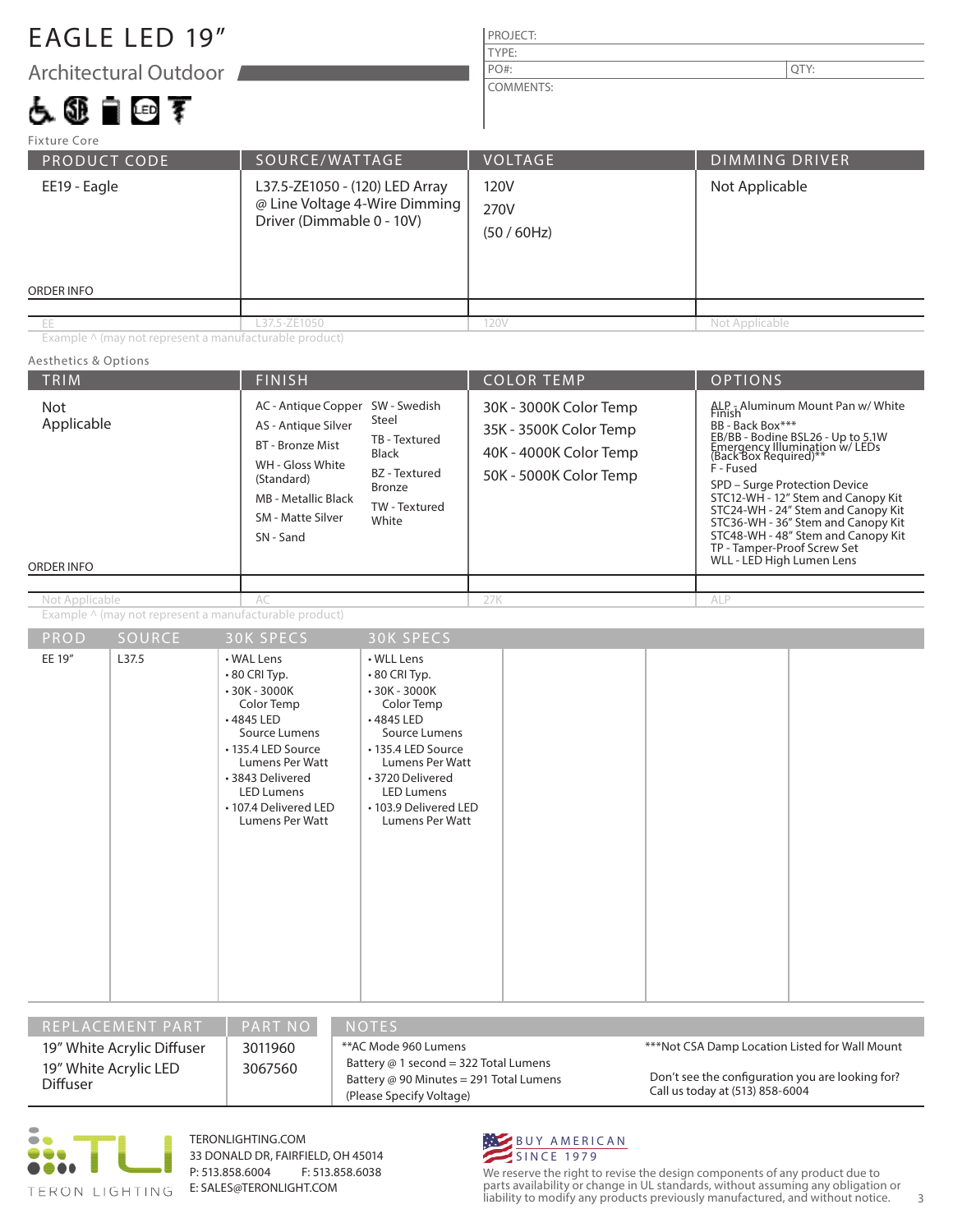# EAGLE LED 19"

## Architectural Outdoor

| PROJECT: | |
|---|---|
| TYPE: | |
| PO#: | QTY: |
| COMMENTS: | |

### Fixture Core

| PRODUCT CODE | SOURCE/WATTAGE | VOLTAGE | DIMMING DRIVER |
|---|---|---|---|
| EE19 - Eagle | L37.5-ZE1050 - (120) LED Array @ Line Voltage 4-Wire Dimming Driver (Dimmable 0 - 10V) | 120V<br>270V<br>(50 / 60Hz) | Not Applicable |
| ORDER INFO | | | |
| EE | L37.5-ZE1050 | 120V | Not Applicable |

Example ^ (may not represent a manufacturable product)

### Aesthetics & Options

| TRIM | FINISH | COLOR TEMP | OPTIONS |
|---|---|---|---|
| Not Applicable | AC - Antique Copper<br>AS - Antique Silver<br>BT - Bronze Mist<br>WH - Gloss White (Standard)<br>MB - Metallic Black<br>SM - Matte Silver<br>SN - Sand<br>SW - Swedish Steel<br>TB - Textured Black<br>BZ - Textured Bronze<br>TW - Textured White | 30K - 3000K Color Temp<br>35K - 3500K Color Temp<br>40K - 4000K Color Temp<br>50K - 5000K Color Temp | ALP - Aluminum Mount Pan w/ White Finish<br>BB - Back Box***<br>EB/BB - Bodine BSL26 - Up to 5.1W Emergency Illumination w/ LEDs (Back Box Required)**<br>F - Fused<br>SPD – Surge Protection Device<br>STC12-WH - 12" Stem and Canopy Kit<br>STC24-WH - 24" Stem and Canopy Kit<br>STC36-WH - 36" Stem and Canopy Kit<br>STC48-WH - 48" Stem and Canopy Kit<br>TP - Tamper-Proof Screw Set<br>WLL - LED High Lumen Lens |
| ORDER INFO | | | |
| Not Applicable | AC | 27K | ALP |

Example ^ (may not represent a manufacturable product)

| PROD | SOURCE | 30K SPECS | 30K SPECS |
|---|---|---|---|
| EE 19" | L37.5 | • WAL Lens<br>• 80 CRI Typ.<br>• 30K - 3000K Color Temp<br>• 4845 LED Source Lumens<br>• 135.4 LED Source Lumens Per Watt<br>• 3843 Delivered LED Lumens<br>• 107.4 Delivered LED Lumens Per Watt | • WLL Lens<br>• 80 CRI Typ.<br>• 30K - 3000K Color Temp<br>• 4845 LED Source Lumens<br>• 135.4 LED Source Lumens Per Watt<br>• 3720 Delivered LED Lumens<br>• 103.9 Delivered LED Lumens Per Watt |

| REPLACEMENT PART | PART NO |
|---|---|
| 19" White Acrylic Diffuser | 3011960 |
| 19" White Acrylic LED Diffuser | 3067560 |

**NOTES**

**AC Mode 960 Lumens
Battery @ 1 second = 322 Total Lumens
Battery @ 90 Minutes = 291 Total Lumens
(Please Specify Voltage)

***Not CSA Damp Location Listed for Wall Mount

Don't see the configuration you are looking for? Call us today at (513) 858-6004

TERON LIGHTING

TERONLIGHTING.COM
33 DONALD DR, FAIRFIELD, OH 45014
P: 513.858.6004 F: 513.858.6038
E: SALES@TERONLIGHT.COM

BUY AMERICAN SINCE 1979

We reserve the right to revise the design components of any product due to parts availability or change in UL standards, without assuming any obligation or liability to modify any products previously manufactured, and without notice.